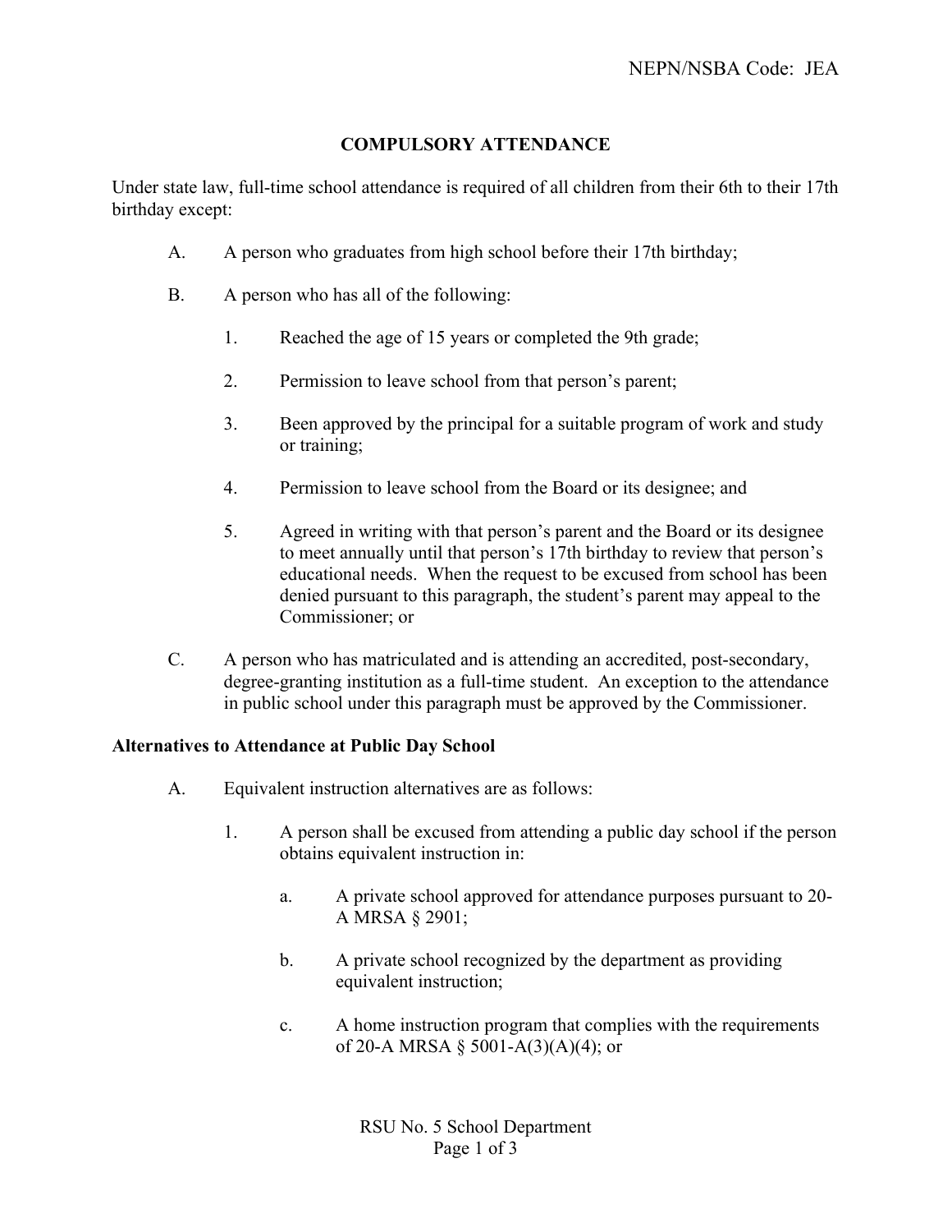NEPN/NSBA Code: JEA

# COMPULSORY ATTENDANCE

Under state law, full-time school attendance is required of all children from their 6th to their 17th birthday except:

A. A person who graduates from high school before their 17th birthday;

B. A person who has all of the following:

   1. Reached the age of 15 years or completed the 9th grade;

   2. Permission to leave school from that person's parent;

   3. Been approved by the principal for a suitable program of work and study or training;

   4. Permission to leave school from the Board or its designee; and

   5. Agreed in writing with that person's parent and the Board or its designee to meet annually until that person's 17th birthday to review that person's educational needs. When the request to be excused from school has been denied pursuant to this paragraph, the student's parent may appeal to the Commissioner; or

C. A person who has matriculated and is attending an accredited, post-secondary, degree-granting institution as a full-time student. An exception to the attendance in public school under this paragraph must be approved by the Commissioner.

## Alternatives to Attendance at Public Day School

A. Equivalent instruction alternatives are as follows:

   1. A person shall be excused from attending a public day school if the person obtains equivalent instruction in:

      a. A private school approved for attendance purposes pursuant to 20-A MRSA § 2901;

      b. A private school recognized by the department as providing equivalent instruction;

      c. A home instruction program that complies with the requirements of 20-A MRSA § 5001-A(3)(A)(4); or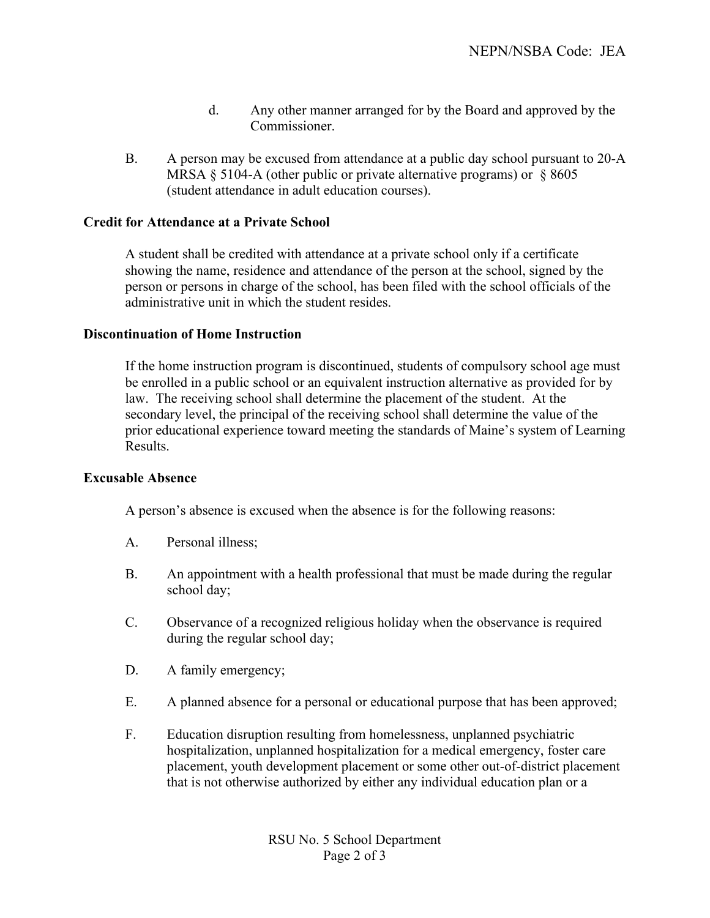d. Any other manner arranged for by the Board and approved by the Commissioner.

B. A person may be excused from attendance at a public day school pursuant to 20-A MRSA § 5104-A (other public or private alternative programs) or § 8605 (student attendance in adult education courses).

**Credit for Attendance at a Private School**

A student shall be credited with attendance at a private school only if a certificate showing the name, residence and attendance of the person at the school, signed by the person or persons in charge of the school, has been filed with the school officials of the administrative unit in which the student resides.

**Discontinuation of Home Instruction**

If the home instruction program is discontinued, students of compulsory school age must be enrolled in a public school or an equivalent instruction alternative as provided for by law. The receiving school shall determine the placement of the student. At the secondary level, the principal of the receiving school shall determine the value of the prior educational experience toward meeting the standards of Maine's system of Learning Results.

**Excusable Absence**

A person's absence is excused when the absence is for the following reasons:

A. Personal illness;

B. An appointment with a health professional that must be made during the regular school day;

C. Observance of a recognized religious holiday when the observance is required during the regular school day;

D. A family emergency;

E. A planned absence for a personal or educational purpose that has been approved;

F. Education disruption resulting from homelessness, unplanned psychiatric hospitalization, unplanned hospitalization for a medical emergency, foster care placement, youth development placement or some other out-of-district placement that is not otherwise authorized by either any individual education plan or a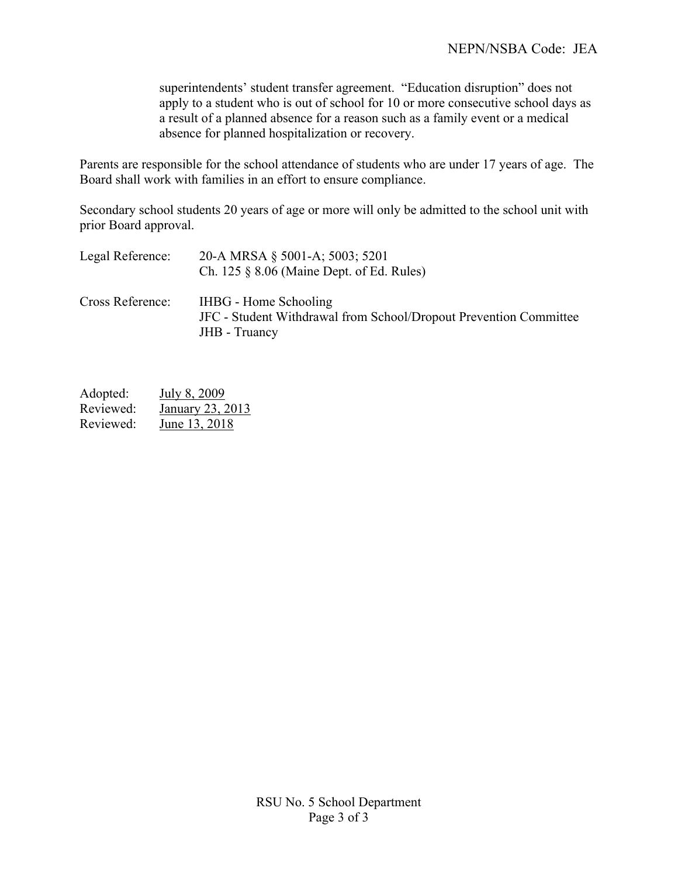superintendents' student transfer agreement. "Education disruption" does not apply to a student who is out of school for 10 or more consecutive school days as a result of a planned absence for a reason such as a family event or a medical absence for planned hospitalization or recovery.

Parents are responsible for the school attendance of students who are under 17 years of age. The Board shall work with families in an effort to ensure compliance.

Secondary school students 20 years of age or more will only be admitted to the school unit with prior Board approval.

| | |
|---|---|
| Legal Reference: | 20-A MRSA § 5001-A; 5003; 5201<br>Ch. 125 § 8.06 (Maine Dept. of Ed. Rules) |
| Cross Reference: | IHBG - Home Schooling<br>JFC - Student Withdrawal from School/Dropout Prevention Committee<br>JHB - Truancy |

| | |
|---|---|
| Adopted: | July 8, 2009 |
| Reviewed: | January 23, 2013 |
| Reviewed: | June 13, 2018 |